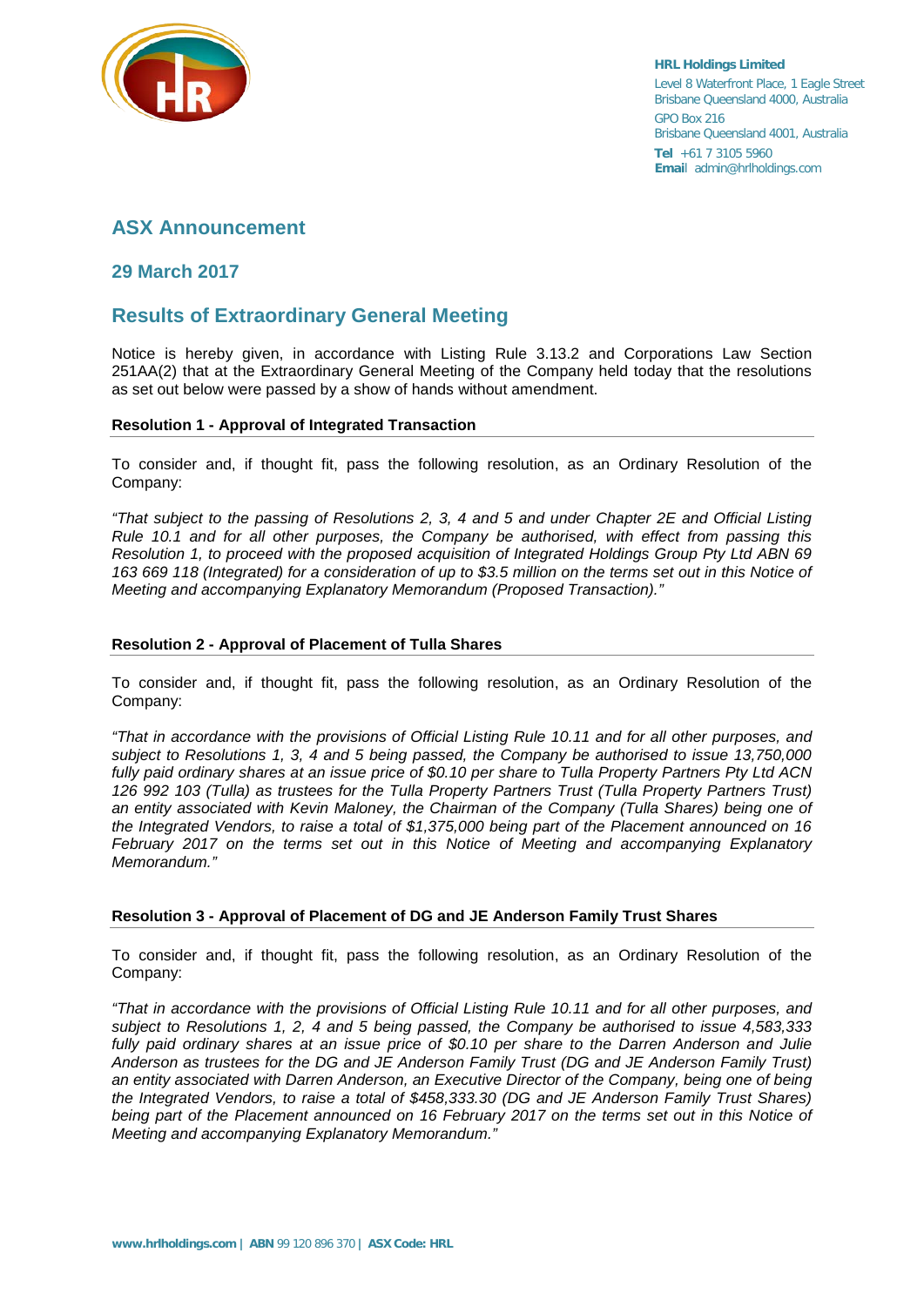HRL Holdings Limited
Level 8 Waterfront Place, 1 Eagle Street
Brisbane Queensland 4000, Australia
GPO Box 216
Brisbane Queensland 4001, Australia
**Tel** +61 7 3105 5960
**Email** admin@hrlholdings.com

# ASX Announcement

## 29 March 2017

## Results of Extraordinary General Meeting

Notice is hereby given, in accordance with Listing Rule 3.13.2 and Corporations Law Section 251AA(2) that at the Extraordinary General Meeting of the Company held today that the resolutions as set out below were passed by a show of hands without amendment.

### Resolution 1 - Approval of Integrated Transaction

To consider and, if thought fit, pass the following resolution, as an Ordinary Resolution of the Company:

*"That subject to the passing of Resolutions 2, 3, 4 and 5 and under Chapter 2E and Official Listing Rule 10.1 and for all other purposes, the Company be authorised, with effect from passing this Resolution 1, to proceed with the proposed acquisition of Integrated Holdings Group Pty Ltd ABN 69 163 669 118 (Integrated) for a consideration of up to $3.5 million on the terms set out in this Notice of Meeting and accompanying Explanatory Memorandum (Proposed Transaction)."*

### Resolution 2 - Approval of Placement of Tulla Shares

To consider and, if thought fit, pass the following resolution, as an Ordinary Resolution of the Company:

*"That in accordance with the provisions of Official Listing Rule 10.11 and for all other purposes, and subject to Resolutions 1, 3, 4 and 5 being passed, the Company be authorised to issue 13,750,000 fully paid ordinary shares at an issue price of $0.10 per share to Tulla Property Partners Pty Ltd ACN 126 992 103 (Tulla) as trustees for the Tulla Property Partners Trust (Tulla Property Partners Trust) an entity associated with Kevin Maloney, the Chairman of the Company (Tulla Shares) being one of the Integrated Vendors, to raise a total of $1,375,000 being part of the Placement announced on 16 February 2017 on the terms set out in this Notice of Meeting and accompanying Explanatory Memorandum."*

### Resolution 3 - Approval of Placement of DG and JE Anderson Family Trust Shares

To consider and, if thought fit, pass the following resolution, as an Ordinary Resolution of the Company:

*"That in accordance with the provisions of Official Listing Rule 10.11 and for all other purposes, and subject to Resolutions 1, 2, 4 and 5 being passed, the Company be authorised to issue 4,583,333 fully paid ordinary shares at an issue price of $0.10 per share to the Darren Anderson and Julie Anderson as trustees for the DG and JE Anderson Family Trust (DG and JE Anderson Family Trust) an entity associated with Darren Anderson, an Executive Director of the Company, being one of being the Integrated Vendors, to raise a total of $458,333.30 (DG and JE Anderson Family Trust Shares) being part of the Placement announced on 16 February 2017 on the terms set out in this Notice of Meeting and accompanying Explanatory Memorandum."*

**www.hrlholdings.com | ABN** 99 120 896 370 **| ASX Code: HRL**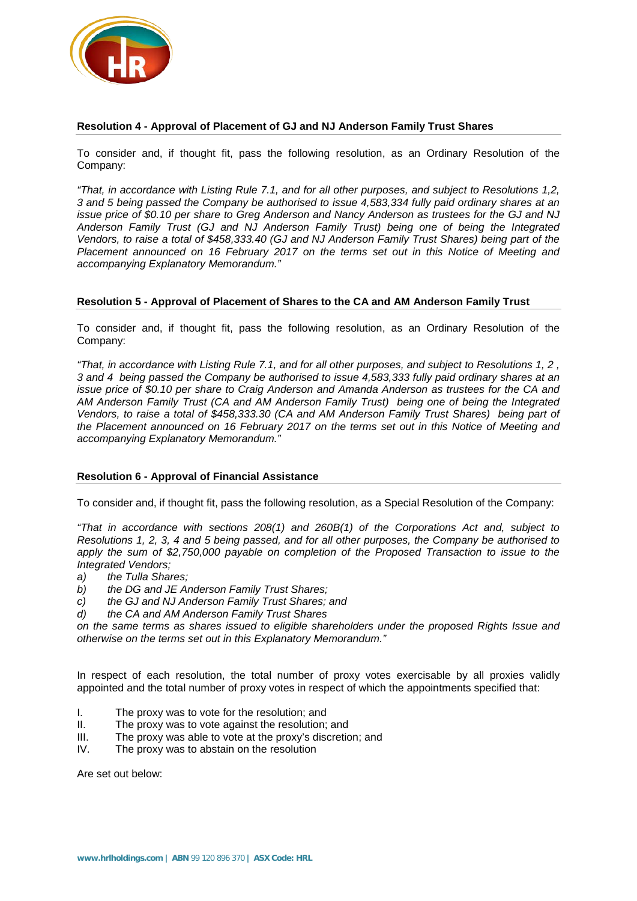**Resolution 4 - Approval of Placement of GJ and NJ Anderson Family Trust Shares**

To consider and, if thought fit, pass the following resolution, as an Ordinary Resolution of the Company:

*"That, in accordance with Listing Rule 7.1, and for all other purposes, and subject to Resolutions 1,2, 3 and 5 being passed the Company be authorised to issue 4,583,334 fully paid ordinary shares at an issue price of $0.10 per share to Greg Anderson and Nancy Anderson as trustees for the GJ and NJ Anderson Family Trust (GJ and NJ Anderson Family Trust) being one of being the Integrated Vendors, to raise a total of $458,333.40 (GJ and NJ Anderson Family Trust Shares) being part of the Placement announced on 16 February 2017 on the terms set out in this Notice of Meeting and accompanying Explanatory Memorandum."*

**Resolution 5 - Approval of Placement of Shares to the CA and AM Anderson Family Trust**

To consider and, if thought fit, pass the following resolution, as an Ordinary Resolution of the Company:

*"That, in accordance with Listing Rule 7.1, and for all other purposes, and subject to Resolutions 1, 2 , 3 and 4 being passed the Company be authorised to issue 4,583,333 fully paid ordinary shares at an issue price of $0.10 per share to Craig Anderson and Amanda Anderson as trustees for the CA and AM Anderson Family Trust (CA and AM Anderson Family Trust) being one of being the Integrated Vendors, to raise a total of $458,333.30 (CA and AM Anderson Family Trust Shares) being part of the Placement announced on 16 February 2017 on the terms set out in this Notice of Meeting and accompanying Explanatory Memorandum."*

**Resolution 6 - Approval of Financial Assistance**

To consider and, if thought fit, pass the following resolution, as a Special Resolution of the Company:

*"That in accordance with sections 208(1) and 260B(1) of the Corporations Act and, subject to Resolutions 1, 2, 3, 4 and 5 being passed, and for all other purposes, the Company be authorised to apply the sum of $2,750,000 payable on completion of the Proposed Transaction to issue to the Integrated Vendors;*

*a) the Tulla Shares;*
*b) the DG and JE Anderson Family Trust Shares;*
*c) the GJ and NJ Anderson Family Trust Shares; and*
*d) the CA and AM Anderson Family Trust Shares*

*on the same terms as shares issued to eligible shareholders under the proposed Rights Issue and otherwise on the terms set out in this Explanatory Memorandum."*

In respect of each resolution, the total number of proxy votes exercisable by all proxies validly appointed and the total number of proxy votes in respect of which the appointments specified that:

I. The proxy was to vote for the resolution; and
II. The proxy was to vote against the resolution; and
III. The proxy was able to vote at the proxy's discretion; and
IV. The proxy was to abstain on the resolution

Are set out below: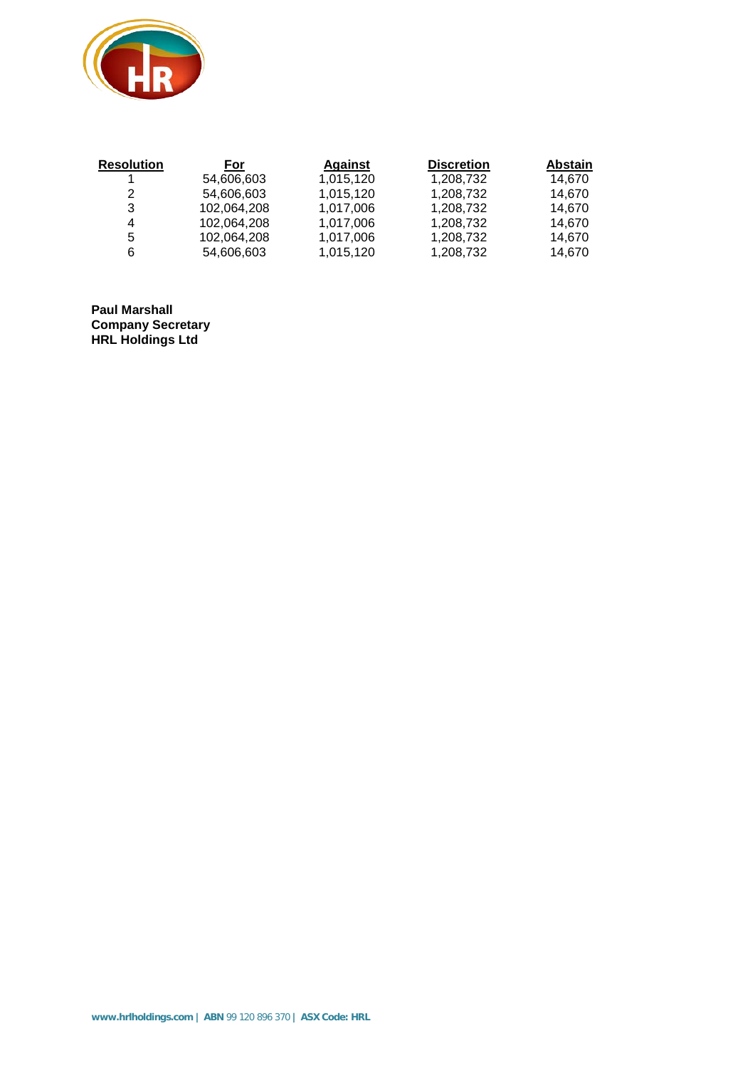| Resolution | For | Against | Discretion | Abstain |
| --- | --- | --- | --- | --- |
| 1 | 54,606,603 | 1,015,120 | 1,208,732 | 14,670 |
| 2 | 54,606,603 | 1,015,120 | 1,208,732 | 14,670 |
| 3 | 102,064,208 | 1,017,006 | 1,208,732 | 14,670 |
| 4 | 102,064,208 | 1,017,006 | 1,208,732 | 14,670 |
| 5 | 102,064,208 | 1,017,006 | 1,208,732 | 14,670 |
| 6 | 54,606,603 | 1,015,120 | 1,208,732 | 14,670 |

**Paul Marshall**
**Company Secretary**
**HRL Holdings Ltd**

**www.hrlholdings.com** | **ABN** 99 120 896 370 | **ASX Code: HRL**